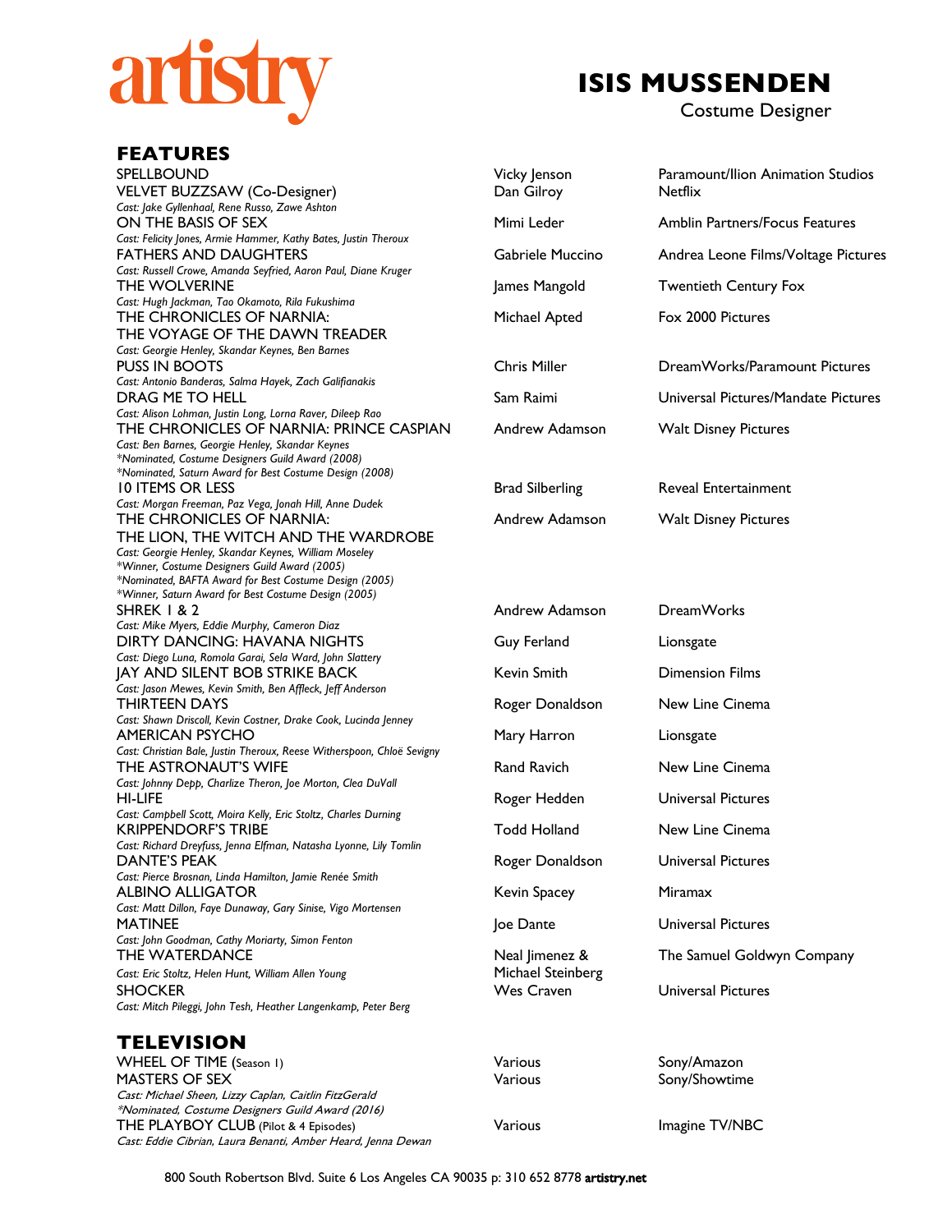artistry

# ISIS MUSSENDEN

Costume Designer

## FEATURES

| Title | Director | Studio |
|---|---|---|
| SPELLBOUND | Vicky Jenson | Paramount/Ilion Animation Studios |
| VELVET BUZZSAW (Co-Designer)<br>*Cast: Jake Gyllenhaal, Rene Russo, Zawe Ashton* | Dan Gilroy | Netflix |
| ON THE BASIS OF SEX<br>*Cast: Felicity Jones, Armie Hammer, Kathy Bates, Justin Theroux* | Mimi Leder | Amblin Partners/Focus Features |
| FATHERS AND DAUGHTERS<br>*Cast: Russell Crowe, Amanda Seyfried, Aaron Paul, Diane Kruger* | Gabriele Muccino | Andrea Leone Films/Voltage Pictures |
| THE WOLVERINE<br>*Cast: Hugh Jackman, Tao Okamoto, Rila Fukushima* | James Mangold | Twentieth Century Fox |
| THE CHRONICLES OF NARNIA: THE VOYAGE OF THE DAWN TREADER<br>*Cast: Georgie Henley, Skandar Keynes, Ben Barnes* | Michael Apted | Fox 2000 Pictures |
| PUSS IN BOOTS<br>*Cast: Antonio Banderas, Salma Hayek, Zach Galifianakis* | Chris Miller | DreamWorks/Paramount Pictures |
| DRAG ME TO HELL<br>*Cast: Alison Lohman, Justin Long, Lorna Raver, Dileep Rao* | Sam Raimi | Universal Pictures/Mandate Pictures |
| THE CHRONICLES OF NARNIA: PRINCE CASPIAN<br>*Cast: Ben Barnes, Georgie Henley, Skandar Keynes*<br>*\*Nominated, Costume Designers Guild Award (2008)*<br>*\*Nominated, Saturn Award for Best Costume Design (2008)* | Andrew Adamson | Walt Disney Pictures |
| 10 ITEMS OR LESS<br>*Cast: Morgan Freeman, Paz Vega, Jonah Hill, Anne Dudek* | Brad Silberling | Reveal Entertainment |
| THE CHRONICLES OF NARNIA: THE LION, THE WITCH AND THE WARDROBE<br>*Cast: Georgie Henley, Skandar Keynes, William Moseley*<br>*\*Winner, Costume Designers Guild Award (2005)*<br>*\*Nominated, BAFTA Award for Best Costume Design (2005)*<br>*\*Winner, Saturn Award for Best Costume Design (2005)* | Andrew Adamson | Walt Disney Pictures |
| SHREK 1 & 2<br>*Cast: Mike Myers, Eddie Murphy, Cameron Diaz* | Andrew Adamson | DreamWorks |
| DIRTY DANCING: HAVANA NIGHTS<br>*Cast: Diego Luna, Romola Garai, Sela Ward, John Slattery* | Guy Ferland | Lionsgate |
| JAY AND SILENT BOB STRIKE BACK<br>*Cast: Jason Mewes, Kevin Smith, Ben Affleck, Jeff Anderson* | Kevin Smith | Dimension Films |
| THIRTEEN DAYS<br>*Cast: Shawn Driscoll, Kevin Costner, Drake Cook, Lucinda Jenney* | Roger Donaldson | New Line Cinema |
| AMERICAN PSYCHO<br>*Cast: Christian Bale, Justin Theroux, Reese Witherspoon, Chloë Sevigny* | Mary Harron | Lionsgate |
| THE ASTRONAUT'S WIFE<br>*Cast: Johnny Depp, Charlize Theron, Joe Morton, Clea DuVall* | Rand Ravich | New Line Cinema |
| HI-LIFE<br>*Cast: Campbell Scott, Moira Kelly, Eric Stoltz, Charles Durning* | Roger Hedden | Universal Pictures |
| KRIPPENDORF'S TRIBE<br>*Cast: Richard Dreyfuss, Jenna Elfman, Natasha Lyonne, Lily Tomlin* | Todd Holland | New Line Cinema |
| DANTE'S PEAK<br>*Cast: Pierce Brosnan, Linda Hamilton, Jamie Renée Smith* | Roger Donaldson | Universal Pictures |
| ALBINO ALLIGATOR<br>*Cast: Matt Dillon, Faye Dunaway, Gary Sinise, Vigo Mortensen* | Kevin Spacey | Miramax |
| MATINEE<br>*Cast: John Goodman, Cathy Moriarty, Simon Fenton* | Joe Dante | Universal Pictures |
| THE WATERDANCE<br>*Cast: Eric Stoltz, Helen Hunt, William Allen Young* | Neal Jimenez & Michael Steinberg | The Samuel Goldwyn Company |
| SHOCKER<br>*Cast: Mitch Pileggi, John Tesh, Heather Langenkamp, Peter Berg* | Wes Craven | Universal Pictures |

## TELEVISION

| Title | Director | Studio |
|---|---|---|
| WHEEL OF TIME (Season 1) | Various | Sony/Amazon |
| MASTERS OF SEX<br>*Cast: Michael Sheen, Lizzy Caplan, Caitlin FitzGerald*<br>*\*Nominated, Costume Designers Guild Award (2016)* | Various | Sony/Showtime |
| THE PLAYBOY CLUB (Pilot & 4 Episodes)<br>*Cast: Eddie Cibrian, Laura Benanti, Amber Heard, Jenna Dewan* | Various | Imagine TV/NBC |

800 South Robertson Blvd. Suite 6 Los Angeles CA 90035 p: 310 652 8778 artistry.net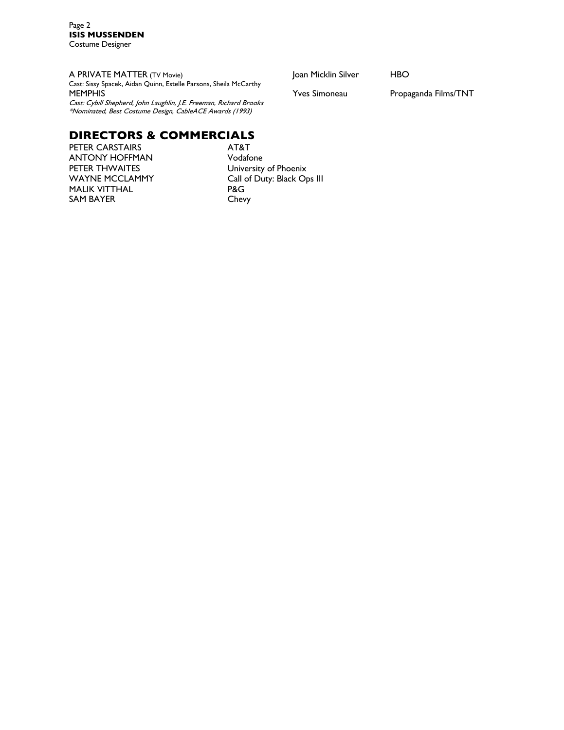A PRIVATE MATTER (TV Movie) | Joan Micklin Silver | HBO

Cast: Sissy Spacek, Aidan Quinn, Estelle Parsons, Sheila McCarthy

MEMPHIS | Yves Simoneau | Propaganda Films/TNT

*Cast: Cybill Shepherd, John Laughlin, J.E. Freeman, Richard Brooks*
*\*Nominated, Best Costume Design, CableACE Awards (1993)*

## DIRECTORS & COMMERCIALS

| | |
|---|---|
| PETER CARSTAIRS | AT&T |
| ANTONY HOFFMAN | Vodafone |
| PETER THWAITES | University of Phoenix |
| WAYNE MCCLAMMY | Call of Duty: Black Ops III |
| MALIK VITTHAL | P&G |
| SAM BAYER | Chevy |